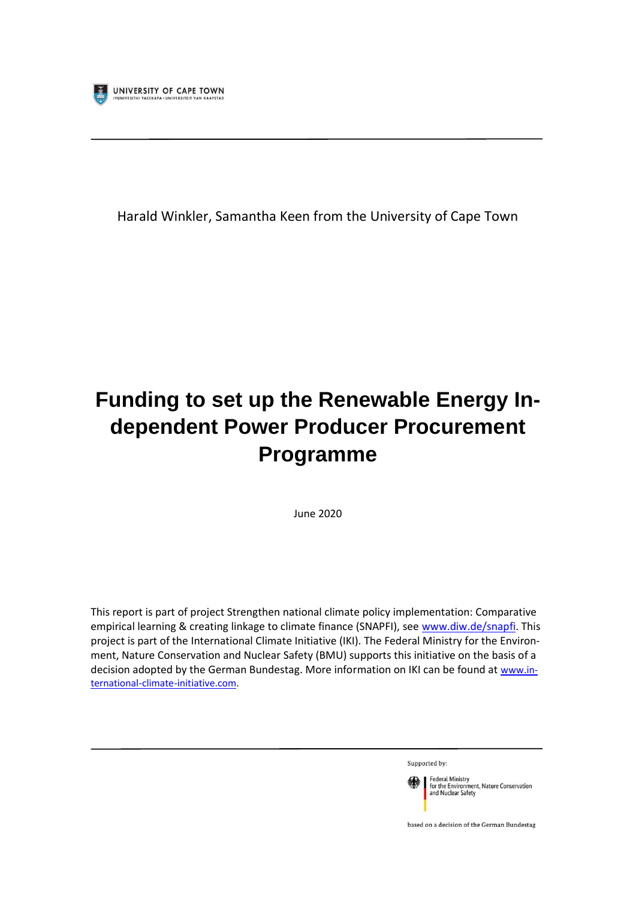UNIVERSITY OF CAPE TOWN
IYUNIVESITHI YASEKAPA • UNIVERSITEIT VAN KAAPSTAD

Harald Winkler, Samantha Keen from the University of Cape Town

# Funding to set up the Renewable Energy Independent Power Producer Procurement Programme

June 2020

This report is part of project Strengthen national climate policy implementation: Comparative empirical learning & creating linkage to climate finance (SNAPFI), see www.diw.de/snapfi. This project is part of the International Climate Initiative (IKI). The Federal Ministry for the Environment, Nature Conservation and Nuclear Safety (BMU) supports this initiative on the basis of a decision adopted by the German Bundestag. More information on IKI can be found at www.international-climate-initiative.com.

Supported by:

Federal Ministry for the Environment, Nature Conservation and Nuclear Safety

based on a decision of the German Bundestag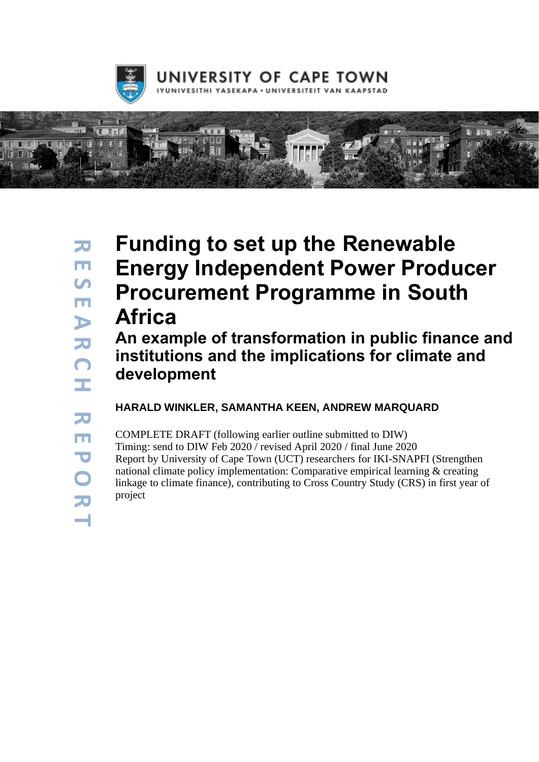# Funding to set up the Renewable Energy Independent Power Producer Procurement Programme in South Africa

## An example of transformation in public finance and institutions and the implications for climate and development

**HARALD WINKLER, SAMANTHA KEEN, ANDREW MARQUARD**

COMPLETE DRAFT (following earlier outline submitted to DIW)
Timing: send to DIW Feb 2020 / revised April 2020 / final June 2020
Report by University of Cape Town (UCT) researchers for IKI-SNAPFI (Strengthen national climate policy implementation: Comparative empirical learning & creating linkage to climate finance), contributing to Cross Country Study (CRS) in first year of project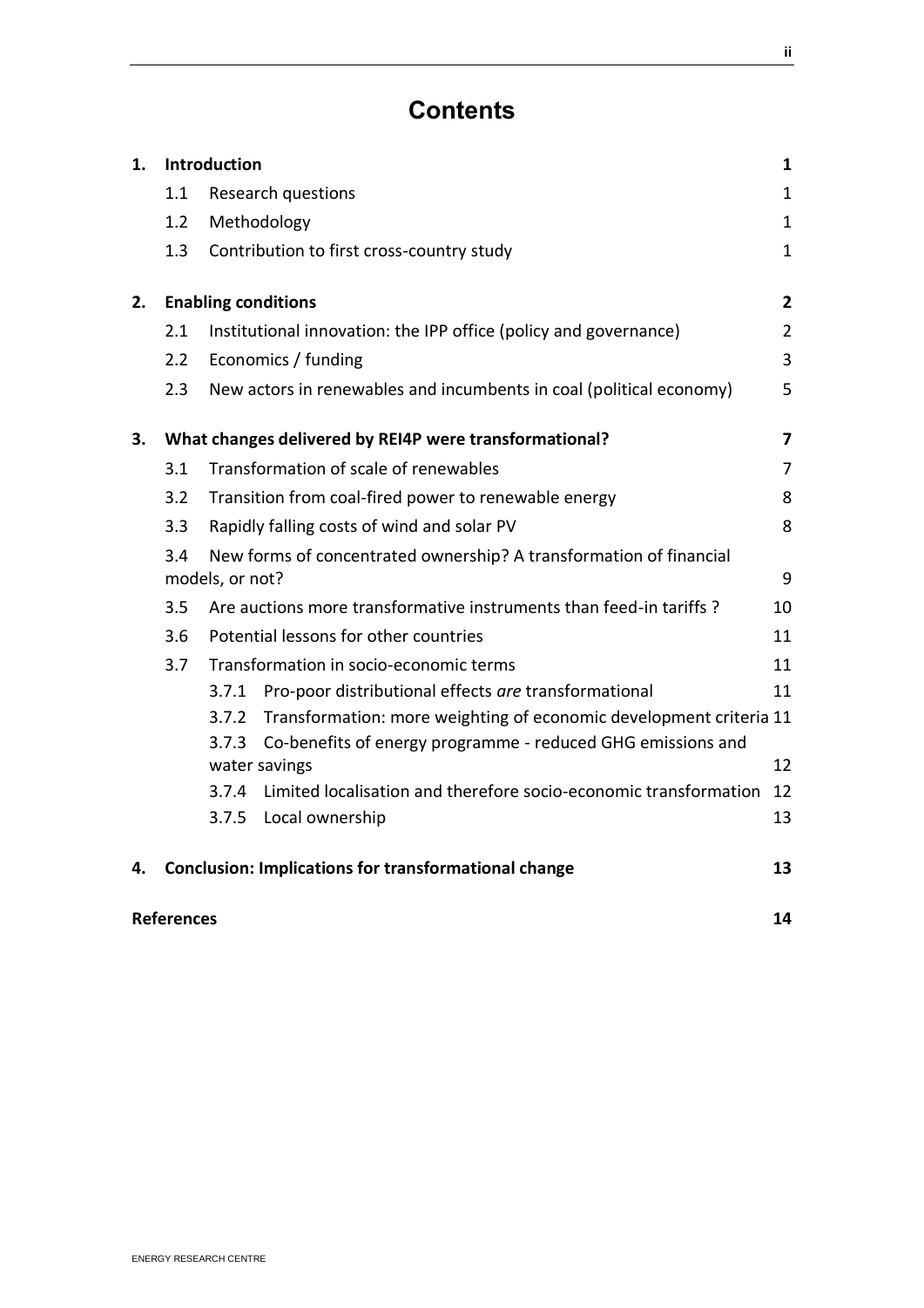# Contents

| | | |
|---|---|---|
| **1.** | **Introduction** | **1** |
| 1.1 | Research questions | 1 |
| 1.2 | Methodology | 1 |
| 1.3 | Contribution to first cross-country study | 1 |
| **2.** | **Enabling conditions** | **2** |
| 2.1 | Institutional innovation: the IPP office (policy and governance) | 2 |
| 2.2 | Economics / funding | 3 |
| 2.3 | New actors in renewables and incumbents in coal (political economy) | 5 |
| **3.** | **What changes delivered by REI4P were transformational?** | **7** |
| 3.1 | Transformation of scale of renewables | 7 |
| 3.2 | Transition from coal-fired power to renewable energy | 8 |
| 3.3 | Rapidly falling costs of wind and solar PV | 8 |
| 3.4 | New forms of concentrated ownership? A transformation of financial models, or not? | 9 |
| 3.5 | Are auctions more transformative instruments than feed-in tariffs ? | 10 |
| 3.6 | Potential lessons for other countries | 11 |
| 3.7 | Transformation in socio-economic terms | 11 |
| 3.7.1 | Pro-poor distributional effects *are* transformational | 11 |
| 3.7.2 | Transformation: more weighting of economic development criteria | 11 |
| 3.7.3 | Co-benefits of energy programme - reduced GHG emissions and water savings | 12 |
| 3.7.4 | Limited localisation and therefore socio-economic transformation | 12 |
| 3.7.5 | Local ownership | 13 |
| **4.** | **Conclusion: Implications for transformational change** | **13** |
| | **References** | **14** |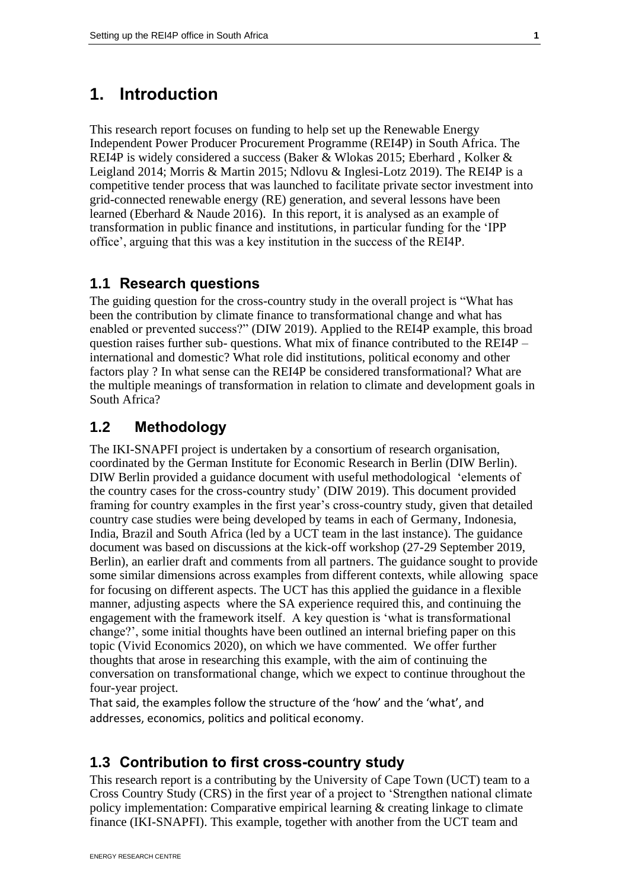# 1. Introduction

This research report focuses on funding to help set up the Renewable Energy Independent Power Producer Procurement Programme (REI4P) in South Africa. The REI4P is widely considered a success (Baker & Wlokas 2015; Eberhard , Kolker & Leigland 2014; Morris & Martin 2015; Ndlovu & Inglesi-Lotz 2019). The REI4P is a competitive tender process that was launched to facilitate private sector investment into grid-connected renewable energy (RE) generation, and several lessons have been learned (Eberhard & Naude 2016). In this report, it is analysed as an example of transformation in public finance and institutions, in particular funding for the 'IPP office', arguing that this was a key institution in the success of the REI4P.

## 1.1 Research questions

The guiding question for the cross-country study in the overall project is "What has been the contribution by climate finance to transformational change and what has enabled or prevented success?" (DIW 2019). Applied to the REI4P example, this broad question raises further sub- questions. What mix of finance contributed to the REI4P – international and domestic? What role did institutions, political economy and other factors play ? In what sense can the REI4P be considered transformational? What are the multiple meanings of transformation in relation to climate and development goals in South Africa?

## 1.2 Methodology

The IKI-SNAPFI project is undertaken by a consortium of research organisation, coordinated by the German Institute for Economic Research in Berlin (DIW Berlin). DIW Berlin provided a guidance document with useful methodological 'elements of the country cases for the cross-country study' (DIW 2019). This document provided framing for country examples in the first year's cross-country study, given that detailed country case studies were being developed by teams in each of Germany, Indonesia, India, Brazil and South Africa (led by a UCT team in the last instance). The guidance document was based on discussions at the kick-off workshop (27-29 September 2019, Berlin), an earlier draft and comments from all partners. The guidance sought to provide some similar dimensions across examples from different contexts, while allowing space for focusing on different aspects. The UCT has this applied the guidance in a flexible manner, adjusting aspects where the SA experience required this, and continuing the engagement with the framework itself. A key question is 'what is transformational change?', some initial thoughts have been outlined an internal briefing paper on this topic (Vivid Economics 2020), on which we have commented. We offer further thoughts that arose in researching this example, with the aim of continuing the conversation on transformational change, which we expect to continue throughout the four-year project.

That said, the examples follow the structure of the 'how' and the 'what', and addresses, economics, politics and political economy.

## 1.3 Contribution to first cross-country study

This research report is a contributing by the University of Cape Town (UCT) team to a Cross Country Study (CRS) in the first year of a project to 'Strengthen national climate policy implementation: Comparative empirical learning & creating linkage to climate finance (IKI-SNAPFI). This example, together with another from the UCT team and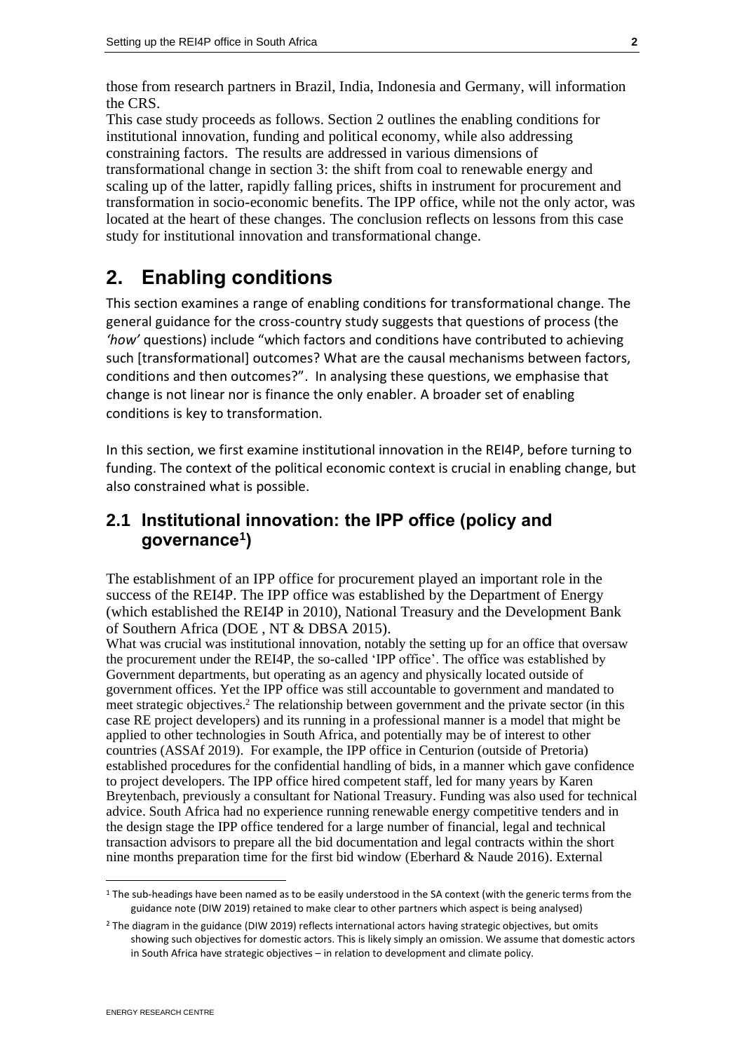those from research partners in Brazil, India, Indonesia and Germany, will information the CRS.

This case study proceeds as follows. Section 2 outlines the enabling conditions for institutional innovation, funding and political economy, while also addressing constraining factors. The results are addressed in various dimensions of transformational change in section 3: the shift from coal to renewable energy and scaling up of the latter, rapidly falling prices, shifts in instrument for procurement and transformation in socio-economic benefits. The IPP office, while not the only actor, was located at the heart of these changes. The conclusion reflects on lessons from this case study for institutional innovation and transformational change.

# 2. Enabling conditions

This section examines a range of enabling conditions for transformational change. The general guidance for the cross-country study suggests that questions of process (the *'how'* questions) include "which factors and conditions have contributed to achieving such [transformational] outcomes? What are the causal mechanisms between factors, conditions and then outcomes?". In analysing these questions, we emphasise that change is not linear nor is finance the only enabler. A broader set of enabling conditions is key to transformation.

In this section, we first examine institutional innovation in the REI4P, before turning to funding. The context of the political economic context is crucial in enabling change, but also constrained what is possible.

## 2.1 Institutional innovation: the IPP office (policy and governance[1])

The establishment of an IPP office for procurement played an important role in the success of the REI4P. The IPP office was established by the Department of Energy (which established the REI4P in 2010), National Treasury and the Development Bank of Southern Africa (DOE , NT & DBSA 2015).

What was crucial was institutional innovation, notably the setting up for an office that oversaw the procurement under the REI4P, the so-called 'IPP office'. The office was established by Government departments, but operating as an agency and physically located outside of government offices. Yet the IPP office was still accountable to government and mandated to meet strategic objectives.[2] The relationship between government and the private sector (in this case RE project developers) and its running in a professional manner is a model that might be applied to other technologies in South Africa, and potentially may be of interest to other countries (ASSAf 2019). For example, the IPP office in Centurion (outside of Pretoria) established procedures for the confidential handling of bids, in a manner which gave confidence to project developers. The IPP office hired competent staff, led for many years by Karen Breytenbach, previously a consultant for National Treasury. Funding was also used for technical advice. South Africa had no experience running renewable energy competitive tenders and in the design stage the IPP office tendered for a large number of financial, legal and technical transaction advisors to prepare all the bid documentation and legal contracts within the short nine months preparation time for the first bid window (Eberhard & Naude 2016). External

---

[1] The sub-headings have been named as to be easily understood in the SA context (with the generic terms from the guidance note (DIW 2019) retained to make clear to other partners which aspect is being analysed)

[2] The diagram in the guidance (DIW 2019) reflects international actors having strategic objectives, but omits showing such objectives for domestic actors. This is likely simply an omission. We assume that domestic actors in South Africa have strategic objectives – in relation to development and climate policy.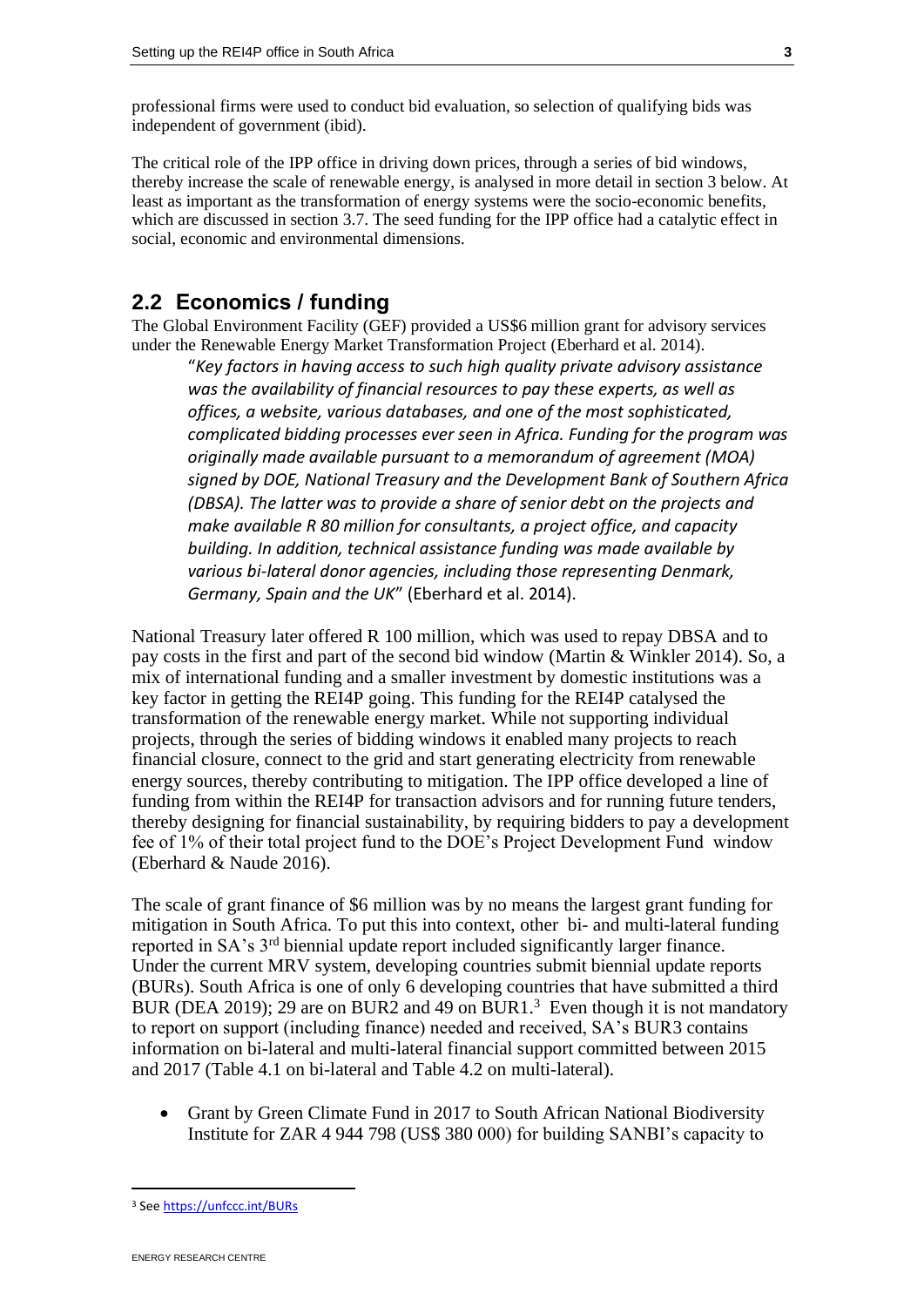professional firms were used to conduct bid evaluation, so selection of qualifying bids was independent of government (ibid).

The critical role of the IPP office in driving down prices, through a series of bid windows, thereby increase the scale of renewable energy, is analysed in more detail in section 3 below. At least as important as the transformation of energy systems were the socio-economic benefits, which are discussed in section 3.7. The seed funding for the IPP office had a catalytic effect in social, economic and environmental dimensions.

## 2.2 Economics / funding

The Global Environment Facility (GEF) provided a US$6 million grant for advisory services under the Renewable Energy Market Transformation Project (Eberhard et al. 2014).

> "*Key factors in having access to such high quality private advisory assistance was the availability of financial resources to pay these experts, as well as offices, a website, various databases, and one of the most sophisticated, complicated bidding processes ever seen in Africa. Funding for the program was originally made available pursuant to a memorandum of agreement (MOA) signed by DOE, National Treasury and the Development Bank of Southern Africa (DBSA). The latter was to provide a share of senior debt on the projects and make available R 80 million for consultants, a project office, and capacity building. In addition, technical assistance funding was made available by various bi-lateral donor agencies, including those representing Denmark, Germany, Spain and the UK*" (Eberhard et al. 2014).

National Treasury later offered R 100 million, which was used to repay DBSA and to pay costs in the first and part of the second bid window (Martin & Winkler 2014). So, a mix of international funding and a smaller investment by domestic institutions was a key factor in getting the REI4P going. This funding for the REI4P catalysed the transformation of the renewable energy market. While not supporting individual projects, through the series of bidding windows it enabled many projects to reach financial closure, connect to the grid and start generating electricity from renewable energy sources, thereby contributing to mitigation. The IPP office developed a line of funding from within the REI4P for transaction advisors and for running future tenders, thereby designing for financial sustainability, by requiring bidders to pay a development fee of 1% of their total project fund to the DOE's Project Development Fund window (Eberhard & Naude 2016).

The scale of grant finance of $6 million was by no means the largest grant funding for mitigation in South Africa. To put this into context, other bi- and multi-lateral funding reported in SA's 3rd biennial update report included significantly larger finance. Under the current MRV system, developing countries submit biennial update reports (BURs). South Africa is one of only 6 developing countries that have submitted a third BUR (DEA 2019); 29 are on BUR2 and 49 on BUR1.[3] Even though it is not mandatory to report on support (including finance) needed and received, SA's BUR3 contains information on bi-lateral and multi-lateral financial support committed between 2015 and 2017 (Table 4.1 on bi-lateral and Table 4.2 on multi-lateral).

- Grant by Green Climate Fund in 2017 to South African National Biodiversity Institute for ZAR 4 944 798 (US$ 380 000) for building SANBI's capacity to

[3] See https://unfccc.int/BURs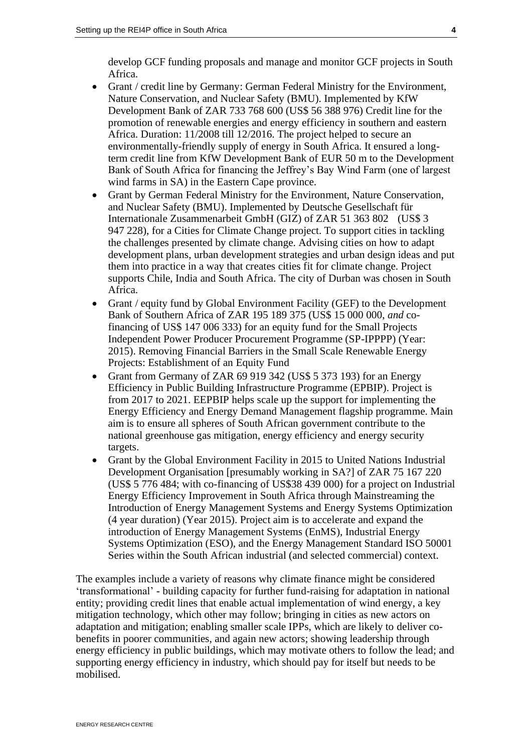develop GCF funding proposals and manage and monitor GCF projects in South Africa.

- Grant / credit line by Germany: German Federal Ministry for the Environment, Nature Conservation, and Nuclear Safety (BMU). Implemented by KfW Development Bank of ZAR 733 768 600 (US$ 56 388 976) Credit line for the promotion of renewable energies and energy efficiency in southern and eastern Africa. Duration: 11/2008 till 12/2016. The project helped to secure an environmentally-friendly supply of energy in South Africa. It ensured a long-term credit line from KfW Development Bank of EUR 50 m to the Development Bank of South Africa for financing the Jeffrey's Bay Wind Farm (one of largest wind farms in SA) in the Eastern Cape province.
- Grant by German Federal Ministry for the Environment, Nature Conservation, and Nuclear Safety (BMU). Implemented by Deutsche Gesellschaft für Internationale Zusammenarbeit GmbH (GIZ) of ZAR 51 363 802 (US$ 3 947 228), for a Cities for Climate Change project. To support cities in tackling the challenges presented by climate change. Advising cities on how to adapt development plans, urban development strategies and urban design ideas and put them into practice in a way that creates cities fit for climate change. Project supports Chile, India and South Africa. The city of Durban was chosen in South Africa.
- Grant / equity fund by Global Environment Facility (GEF) to the Development Bank of Southern Africa of ZAR 195 189 375 (US$ 15 000 000, *and* co-financing of US$ 147 006 333) for an equity fund for the Small Projects Independent Power Producer Procurement Programme (SP-IPPPP) (Year: 2015). Removing Financial Barriers in the Small Scale Renewable Energy Projects: Establishment of an Equity Fund
- Grant from Germany of ZAR 69 919 342 (US$ 5 373 193) for an Energy Efficiency in Public Building Infrastructure Programme (EPBIP). Project is from 2017 to 2021. EEPBIP helps scale up the support for implementing the Energy Efficiency and Energy Demand Management flagship programme. Main aim is to ensure all spheres of South African government contribute to the national greenhouse gas mitigation, energy efficiency and energy security targets.
- Grant by the Global Environment Facility in 2015 to United Nations Industrial Development Organisation [presumably working in SA?] of ZAR 75 167 220 (US$ 5 776 484; with co-financing of US$38 439 000) for a project on Industrial Energy Efficiency Improvement in South Africa through Mainstreaming the Introduction of Energy Management Systems and Energy Systems Optimization (4 year duration) (Year 2015). Project aim is to accelerate and expand the introduction of Energy Management Systems (EnMS), Industrial Energy Systems Optimization (ESO), and the Energy Management Standard ISO 50001 Series within the South African industrial (and selected commercial) context.

The examples include a variety of reasons why climate finance might be considered 'transformational' - building capacity for further fund-raising for adaptation in national entity; providing credit lines that enable actual implementation of wind energy, a key mitigation technology, which other may follow; bringing in cities as new actors on adaptation and mitigation; enabling smaller scale IPPs, which are likely to deliver co-benefits in poorer communities, and again new actors; showing leadership through energy efficiency in public buildings, which may motivate others to follow the lead; and supporting energy efficiency in industry, which should pay for itself but needs to be mobilised.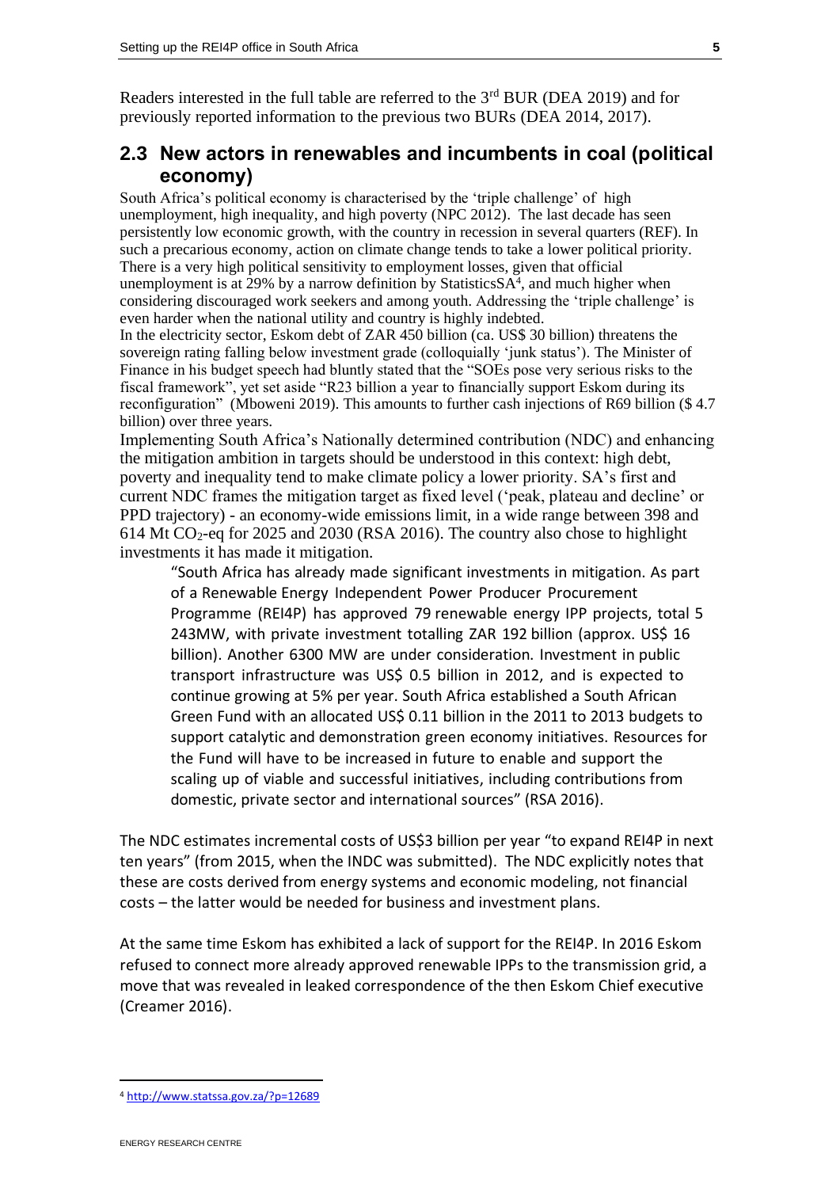Readers interested in the full table are referred to the 3rd BUR (DEA 2019) and for previously reported information to the previous two BURs (DEA 2014, 2017).

## 2.3 New actors in renewables and incumbents in coal (political economy)

South Africa's political economy is characterised by the 'triple challenge' of high unemployment, high inequality, and high poverty (NPC 2012). The last decade has seen persistently low economic growth, with the country in recession in several quarters (REF). In such a precarious economy, action on climate change tends to take a lower political priority. There is a very high political sensitivity to employment losses, given that official unemployment is at 29% by a narrow definition by StatisticsSA[4], and much higher when considering discouraged work seekers and among youth. Addressing the 'triple challenge' is even harder when the national utility and country is highly indebted.

In the electricity sector, Eskom debt of ZAR 450 billion (ca. US$ 30 billion) threatens the sovereign rating falling below investment grade (colloquially 'junk status'). The Minister of Finance in his budget speech had bluntly stated that the "SOEs pose very serious risks to the fiscal framework", yet set aside "R23 billion a year to financially support Eskom during its reconfiguration" (Mboweni 2019). This amounts to further cash injections of R69 billion ($ 4.7 billion) over three years.

Implementing South Africa's Nationally determined contribution (NDC) and enhancing the mitigation ambition in targets should be understood in this context: high debt, poverty and inequality tend to make climate policy a lower priority. SA's first and current NDC frames the mitigation target as fixed level ('peak, plateau and decline' or PPD trajectory) - an economy-wide emissions limit, in a wide range between 398 and 614 Mt $CO_2$-eq for 2025 and 2030 (RSA 2016). The country also chose to highlight investments it has made it mitigation.

> "South Africa has already made significant investments in mitigation. As part of a Renewable Energy Independent Power Producer Procurement Programme (REI4P) has approved 79 renewable energy IPP projects, total 5 243MW, with private investment totalling ZAR 192 billion (approx. US$ 16 billion). Another 6300 MW are under consideration. Investment in public transport infrastructure was US$ 0.5 billion in 2012, and is expected to continue growing at 5% per year. South Africa established a South African Green Fund with an allocated US$ 0.11 billion in the 2011 to 2013 budgets to support catalytic and demonstration green economy initiatives. Resources for the Fund will have to be increased in future to enable and support the scaling up of viable and successful initiatives, including contributions from domestic, private sector and international sources" (RSA 2016).

The NDC estimates incremental costs of US$3 billion per year "to expand REI4P in next ten years" (from 2015, when the INDC was submitted). The NDC explicitly notes that these are costs derived from energy systems and economic modeling, not financial costs – the latter would be needed for business and investment plans.

At the same time Eskom has exhibited a lack of support for the REI4P. In 2016 Eskom refused to connect more already approved renewable IPPs to the transmission grid, a move that was revealed in leaked correspondence of the then Eskom Chief executive (Creamer 2016).

---

[4] http://www.statssa.gov.za/?p=12689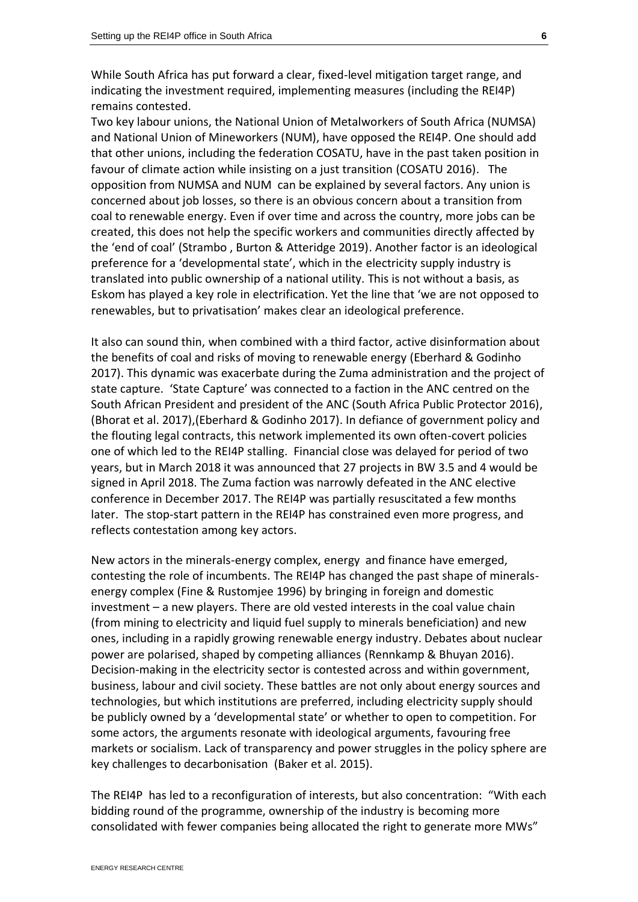While South Africa has put forward a clear, fixed-level mitigation target range, and indicating the investment required, implementing measures (including the REI4P) remains contested.

Two key labour unions, the National Union of Metalworkers of South Africa (NUMSA) and National Union of Mineworkers (NUM), have opposed the REI4P. One should add that other unions, including the federation COSATU, have in the past taken position in favour of climate action while insisting on a just transition (COSATU 2016). The opposition from NUMSA and NUM can be explained by several factors. Any union is concerned about job losses, so there is an obvious concern about a transition from coal to renewable energy. Even if over time and across the country, more jobs can be created, this does not help the specific workers and communities directly affected by the 'end of coal' (Strambo , Burton & Atteridge 2019). Another factor is an ideological preference for a 'developmental state', which in the electricity supply industry is translated into public ownership of a national utility. This is not without a basis, as Eskom has played a key role in electrification. Yet the line that 'we are not opposed to renewables, but to privatisation' makes clear an ideological preference.

It also can sound thin, when combined with a third factor, active disinformation about the benefits of coal and risks of moving to renewable energy (Eberhard & Godinho 2017). This dynamic was exacerbate during the Zuma administration and the project of state capture. 'State Capture' was connected to a faction in the ANC centred on the South African President and president of the ANC (South Africa Public Protector 2016), (Bhorat et al. 2017),(Eberhard & Godinho 2017). In defiance of government policy and the flouting legal contracts, this network implemented its own often-covert policies one of which led to the REI4P stalling. Financial close was delayed for period of two years, but in March 2018 it was announced that 27 projects in BW 3.5 and 4 would be signed in April 2018. The Zuma faction was narrowly defeated in the ANC elective conference in December 2017. The REI4P was partially resuscitated a few months later. The stop-start pattern in the REI4P has constrained even more progress, and reflects contestation among key actors.

New actors in the minerals-energy complex, energy and finance have emerged, contesting the role of incumbents. The REI4P has changed the past shape of minerals-energy complex (Fine & Rustomjee 1996) by bringing in foreign and domestic investment – a new players. There are old vested interests in the coal value chain (from mining to electricity and liquid fuel supply to minerals beneficiation) and new ones, including in a rapidly growing renewable energy industry. Debates about nuclear power are polarised, shaped by competing alliances (Rennkamp & Bhuyan 2016). Decision-making in the electricity sector is contested across and within government, business, labour and civil society. These battles are not only about energy sources and technologies, but which institutions are preferred, including electricity supply should be publicly owned by a 'developmental state' or whether to open to competition. For some actors, the arguments resonate with ideological arguments, favouring free markets or socialism. Lack of transparency and power struggles in the policy sphere are key challenges to decarbonisation (Baker et al. 2015).

The REI4P has led to a reconfiguration of interests, but also concentration: "With each bidding round of the programme, ownership of the industry is becoming more consolidated with fewer companies being allocated the right to generate more MWs"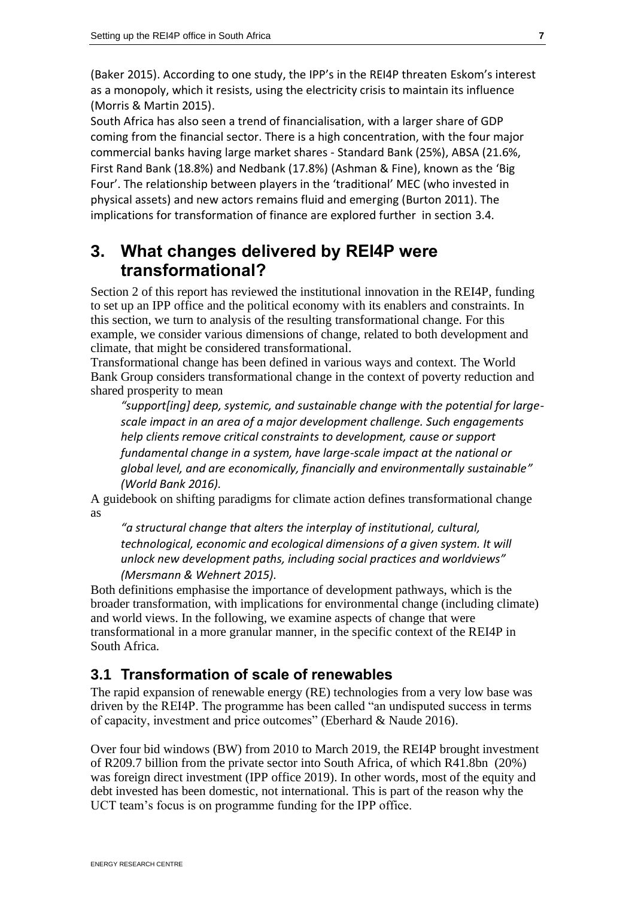(Baker 2015). According to one study, the IPP's in the REI4P threaten Eskom's interest as a monopoly, which it resists, using the electricity crisis to maintain its influence (Morris & Martin 2015).

South Africa has also seen a trend of financialisation, with a larger share of GDP coming from the financial sector. There is a high concentration, with the four major commercial banks having large market shares - Standard Bank (25%), ABSA (21.6%, First Rand Bank (18.8%) and Nedbank (17.8%) (Ashman & Fine), known as the 'Big Four'. The relationship between players in the 'traditional' MEC (who invested in physical assets) and new actors remains fluid and emerging (Burton 2011). The implications for transformation of finance are explored further in section 3.4.

# 3. What changes delivered by REI4P were transformational?

Section 2 of this report has reviewed the institutional innovation in the REI4P, funding to set up an IPP office and the political economy with its enablers and constraints. In this section, we turn to analysis of the resulting transformational change. For this example, we consider various dimensions of change, related to both development and climate, that might be considered transformational.

Transformational change has been defined in various ways and context. The World Bank Group considers transformational change in the context of poverty reduction and shared prosperity to mean

> *"support[ing] deep, systemic, and sustainable change with the potential for large-scale impact in an area of a major development challenge. Such engagements help clients remove critical constraints to development, cause or support fundamental change in a system, have large-scale impact at the national or global level, and are economically, financially and environmentally sustainable" (World Bank 2016).*

A guidebook on shifting paradigms for climate action defines transformational change as

> *"a structural change that alters the interplay of institutional, cultural, technological, economic and ecological dimensions of a given system. It will unlock new development paths, including social practices and worldviews" (Mersmann & Wehnert 2015).*

Both definitions emphasise the importance of development pathways, which is the broader transformation, with implications for environmental change (including climate) and world views. In the following, we examine aspects of change that were transformational in a more granular manner, in the specific context of the REI4P in South Africa.

## 3.1 Transformation of scale of renewables

The rapid expansion of renewable energy (RE) technologies from a very low base was driven by the REI4P. The programme has been called "an undisputed success in terms of capacity, investment and price outcomes" (Eberhard & Naude 2016).

Over four bid windows (BW) from 2010 to March 2019, the REI4P brought investment of R209.7 billion from the private sector into South Africa, of which R41.8bn (20%) was foreign direct investment (IPP office 2019). In other words, most of the equity and debt invested has been domestic, not international. This is part of the reason why the UCT team's focus is on programme funding for the IPP office.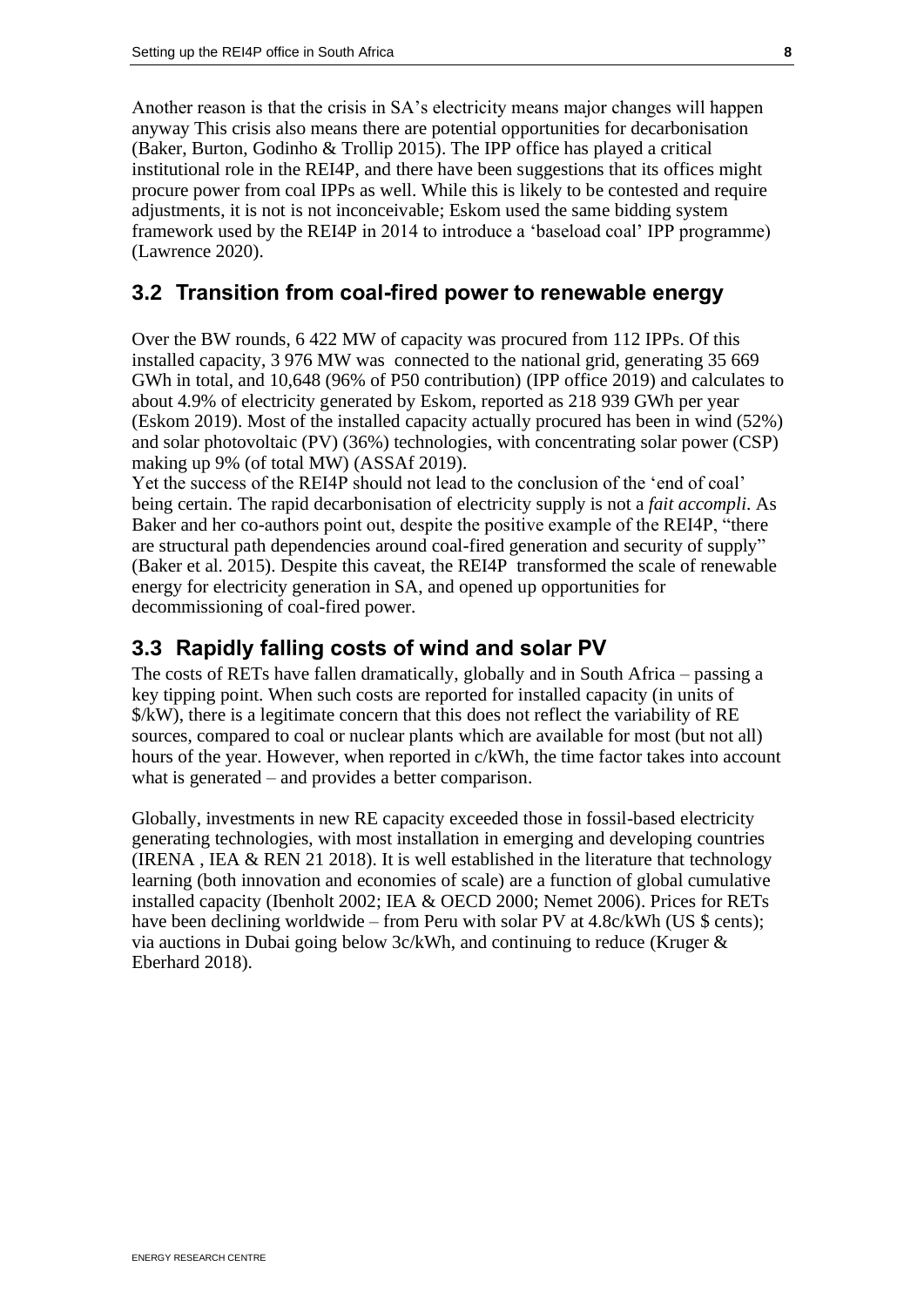Another reason is that the crisis in SA's electricity means major changes will happen anyway This crisis also means there are potential opportunities for decarbonisation (Baker, Burton, Godinho & Trollip 2015). The IPP office has played a critical institutional role in the REI4P, and there have been suggestions that its offices might procure power from coal IPPs as well. While this is likely to be contested and require adjustments, it is not is not inconceivable; Eskom used the same bidding system framework used by the REI4P in 2014 to introduce a 'baseload coal' IPP programme) (Lawrence 2020).

## 3.2 Transition from coal-fired power to renewable energy

Over the BW rounds, 6 422 MW of capacity was procured from 112 IPPs. Of this installed capacity, 3 976 MW was connected to the national grid, generating 35 669 GWh in total, and 10,648 (96% of P50 contribution) (IPP office 2019) and calculates to about 4.9% of electricity generated by Eskom, reported as 218 939 GWh per year (Eskom 2019). Most of the installed capacity actually procured has been in wind (52%) and solar photovoltaic (PV) (36%) technologies, with concentrating solar power (CSP) making up 9% (of total MW) (ASSAf 2019).

Yet the success of the REI4P should not lead to the conclusion of the 'end of coal' being certain. The rapid decarbonisation of electricity supply is not a *fait accompli*. As Baker and her co-authors point out, despite the positive example of the REI4P, "there are structural path dependencies around coal-fired generation and security of supply" (Baker et al. 2015). Despite this caveat, the REI4P transformed the scale of renewable energy for electricity generation in SA, and opened up opportunities for decommissioning of coal-fired power.

## 3.3 Rapidly falling costs of wind and solar PV

The costs of RETs have fallen dramatically, globally and in South Africa – passing a key tipping point. When such costs are reported for installed capacity (in units of $/kW), there is a legitimate concern that this does not reflect the variability of RE sources, compared to coal or nuclear plants which are available for most (but not all) hours of the year. However, when reported in c/kWh, the time factor takes into account what is generated – and provides a better comparison.

Globally, investments in new RE capacity exceeded those in fossil-based electricity generating technologies, with most installation in emerging and developing countries (IRENA , IEA & REN 21 2018). It is well established in the literature that technology learning (both innovation and economies of scale) are a function of global cumulative installed capacity (Ibenholt 2002; IEA & OECD 2000; Nemet 2006). Prices for RETs have been declining worldwide – from Peru with solar PV at 4.8c/kWh (US $ cents); via auctions in Dubai going below 3c/kWh, and continuing to reduce (Kruger & Eberhard 2018).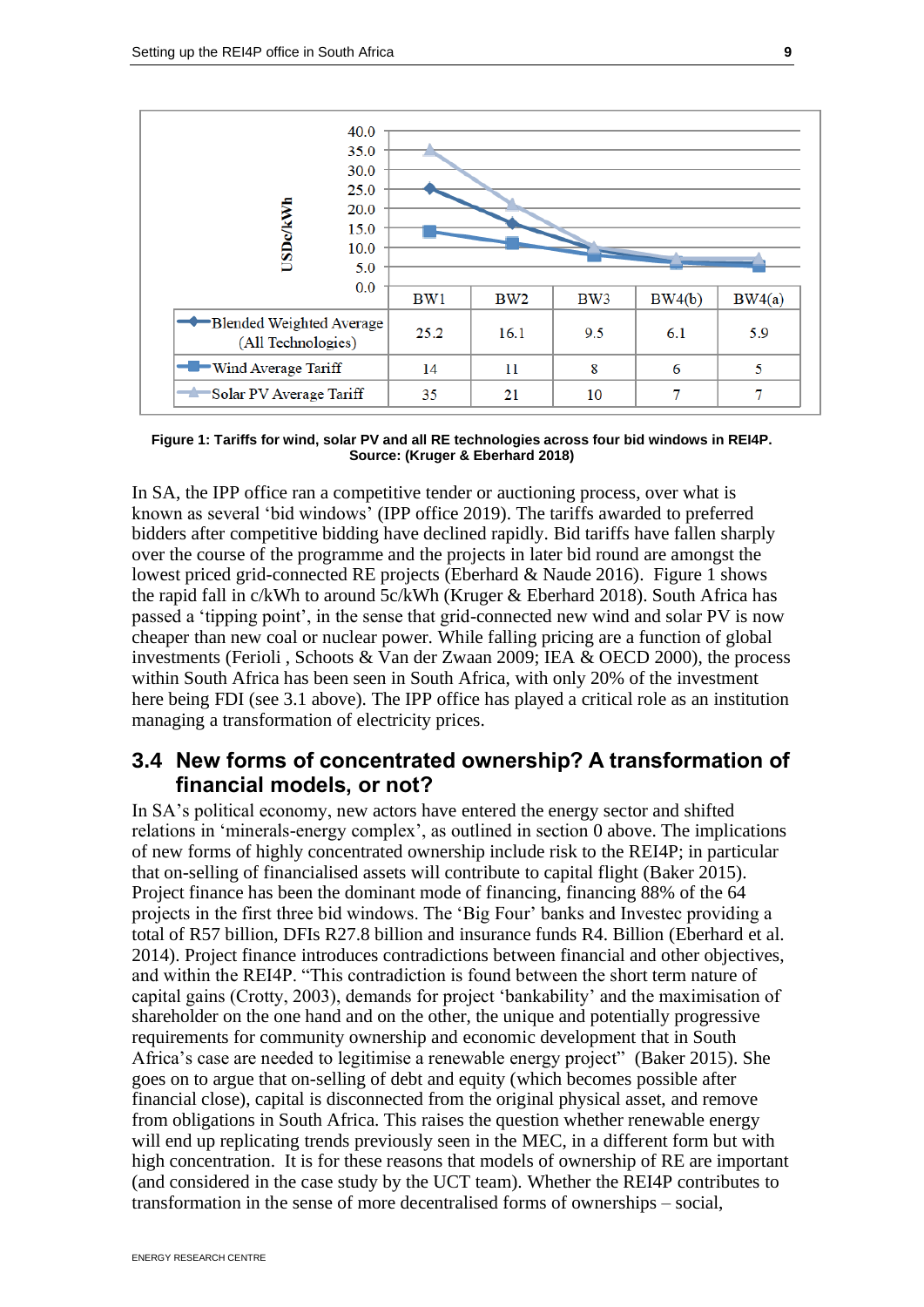| USDc/kWh | BW1 | BW2 | BW3 | BW4(b) | BW4(a) |
|---|---|---|---|---|---|
| Blended Weighted Average (All Technologies) | 25.2 | 16.1 | 9.5 | 6.1 | 5.9 |
| Wind Average Tariff | 14 | 11 | 8 | 6 | 5 |
| Solar PV Average Tariff | 35 | 21 | 10 | 7 | 7 |

**Figure 1: Tariffs for wind, solar PV and all RE technologies across four bid windows in REI4P. Source: (Kruger & Eberhard 2018)**

In SA, the IPP office ran a competitive tender or auctioning process, over what is known as several 'bid windows' (IPP office 2019). The tariffs awarded to preferred bidders after competitive bidding have declined rapidly. Bid tariffs have fallen sharply over the course of the programme and the projects in later bid round are amongst the lowest priced grid-connected RE projects (Eberhard & Naude 2016). Figure 1 shows the rapid fall in c/kWh to around 5c/kWh (Kruger & Eberhard 2018). South Africa has passed a 'tipping point', in the sense that grid-connected new wind and solar PV is now cheaper than new coal or nuclear power. While falling pricing are a function of global investments (Ferioli , Schoots & Van der Zwaan 2009; IEA & OECD 2000), the process within South Africa has been seen in South Africa, with only 20% of the investment here being FDI (see 3.1 above). The IPP office has played a critical role as an institution managing a transformation of electricity prices.

## 3.4 New forms of concentrated ownership? A transformation of financial models, or not?

In SA's political economy, new actors have entered the energy sector and shifted relations in 'minerals-energy complex', as outlined in section 0 above. The implications of new forms of highly concentrated ownership include risk to the REI4P; in particular that on-selling of financialised assets will contribute to capital flight (Baker 2015). Project finance has been the dominant mode of financing, financing 88% of the 64 projects in the first three bid windows. The 'Big Four' banks and Investec providing a total of R57 billion, DFIs R27.8 billion and insurance funds R4. Billion (Eberhard et al. 2014). Project finance introduces contradictions between financial and other objectives, and within the REI4P. "This contradiction is found between the short term nature of capital gains (Crotty, 2003), demands for project 'bankability' and the maximisation of shareholder on the one hand and on the other, the unique and potentially progressive requirements for community ownership and economic development that in South Africa's case are needed to legitimise a renewable energy project" (Baker 2015). She goes on to argue that on-selling of debt and equity (which becomes possible after financial close), capital is disconnected from the original physical asset, and remove from obligations in South Africa. This raises the question whether renewable energy will end up replicating trends previously seen in the MEC, in a different form but with high concentration. It is for these reasons that models of ownership of RE are important (and considered in the case study by the UCT team). Whether the REI4P contributes to transformation in the sense of more decentralised forms of ownerships – social,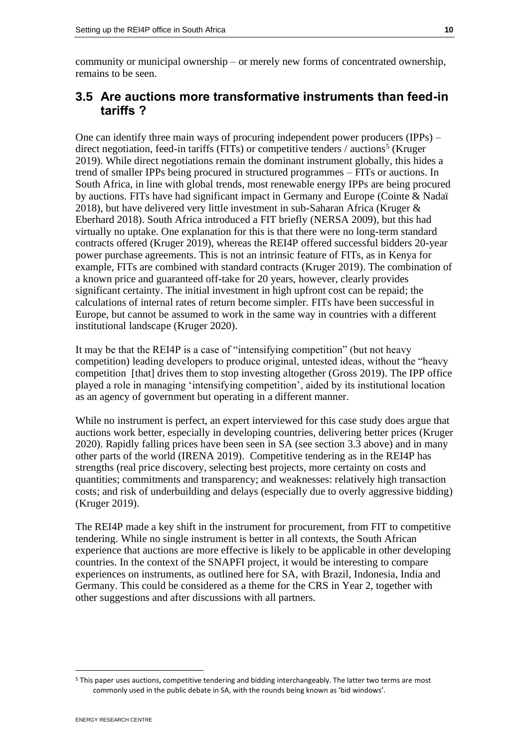community or municipal ownership – or merely new forms of concentrated ownership, remains to be seen.

## 3.5 Are auctions more transformative instruments than feed-in tariffs ?

One can identify three main ways of procuring independent power producers (IPPs) – direct negotiation, feed-in tariffs (FITs) or competitive tenders / auctions[5] (Kruger 2019). While direct negotiations remain the dominant instrument globally, this hides a trend of smaller IPPs being procured in structured programmes – FITs or auctions. In South Africa, in line with global trends, most renewable energy IPPs are being procured by auctions. FITs have had significant impact in Germany and Europe (Cointe & Nadaï 2018), but have delivered very little investment in sub-Saharan Africa (Kruger & Eberhard 2018). South Africa introduced a FIT briefly (NERSA 2009), but this had virtually no uptake. One explanation for this is that there were no long-term standard contracts offered (Kruger 2019), whereas the REI4P offered successful bidders 20-year power purchase agreements. This is not an intrinsic feature of FITs, as in Kenya for example, FITs are combined with standard contracts (Kruger 2019). The combination of a known price and guaranteed off-take for 20 years, however, clearly provides significant certainty. The initial investment in high upfront cost can be repaid; the calculations of internal rates of return become simpler. FITs have been successful in Europe, but cannot be assumed to work in the same way in countries with a different institutional landscape (Kruger 2020).

It may be that the REI4P is a case of "intensifying competition" (but not heavy competition) leading developers to produce original, untested ideas, without the "heavy competition [that] drives them to stop investing altogether (Gross 2019). The IPP office played a role in managing 'intensifying competition', aided by its institutional location as an agency of government but operating in a different manner.

While no instrument is perfect, an expert interviewed for this case study does argue that auctions work better, especially in developing countries, delivering better prices (Kruger 2020). Rapidly falling prices have been seen in SA (see section 3.3 above) and in many other parts of the world (IRENA 2019). Competitive tendering as in the REI4P has strengths (real price discovery, selecting best projects, more certainty on costs and quantities; commitments and transparency; and weaknesses: relatively high transaction costs; and risk of underbuilding and delays (especially due to overly aggressive bidding) (Kruger 2019).

The REI4P made a key shift in the instrument for procurement, from FIT to competitive tendering. While no single instrument is better in all contexts, the South African experience that auctions are more effective is likely to be applicable in other developing countries. In the context of the SNAPFI project, it would be interesting to compare experiences on instruments, as outlined here for SA, with Brazil, Indonesia, India and Germany. This could be considered as a theme for the CRS in Year 2, together with other suggestions and after discussions with all partners.

---

[5] This paper uses auctions, competitive tendering and bidding interchangeably. The latter two terms are most commonly used in the public debate in SA, with the rounds being known as 'bid windows'.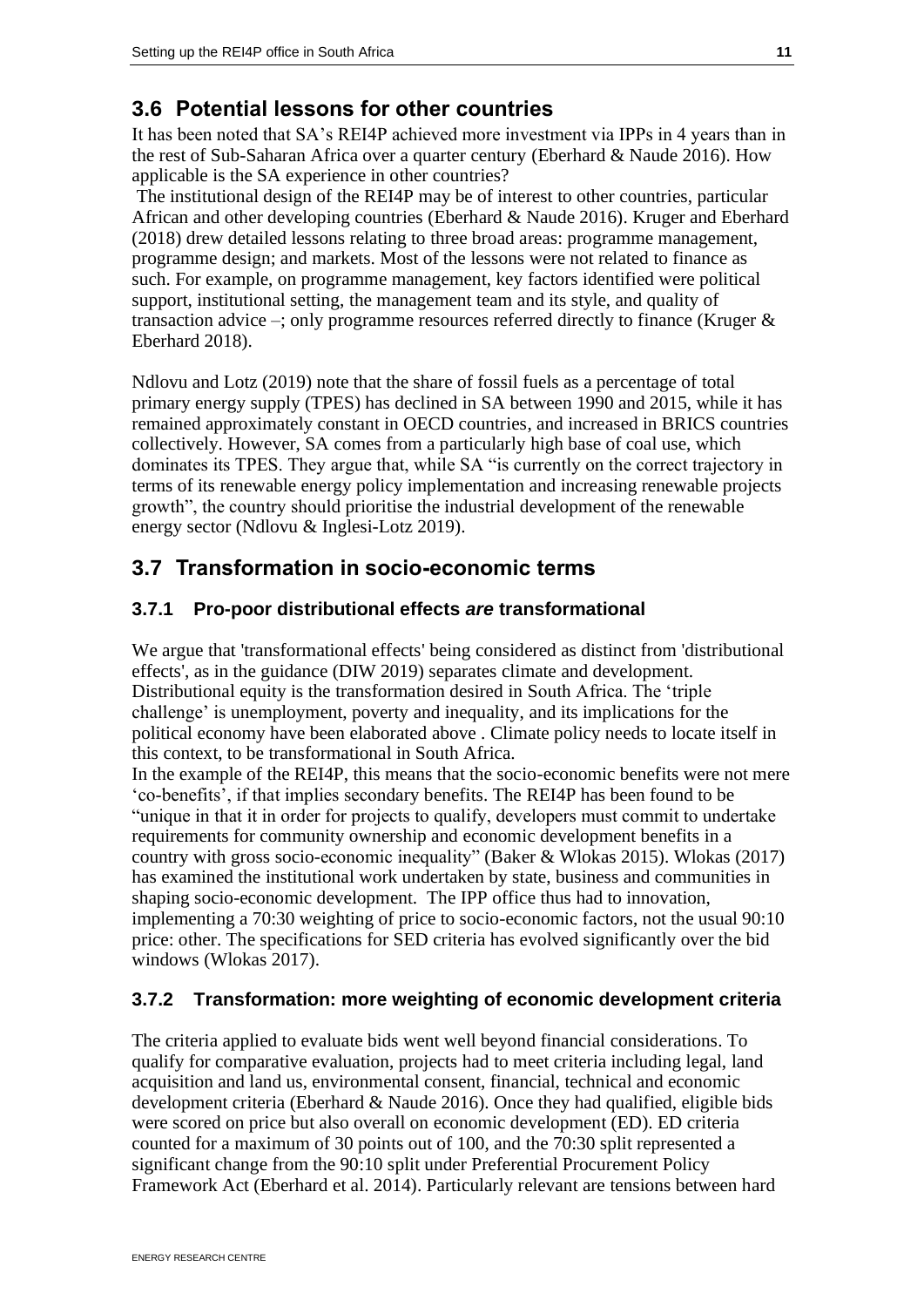## 3.6 Potential lessons for other countries

It has been noted that SA's REI4P achieved more investment via IPPs in 4 years than in the rest of Sub-Saharan Africa over a quarter century (Eberhard & Naude 2016). How applicable is the SA experience in other countries?

The institutional design of the REI4P may be of interest to other countries, particular African and other developing countries (Eberhard & Naude 2016). Kruger and Eberhard (2018) drew detailed lessons relating to three broad areas: programme management, programme design; and markets. Most of the lessons were not related to finance as such. For example, on programme management, key factors identified were political support, institutional setting, the management team and its style, and quality of transaction advice –; only programme resources referred directly to finance (Kruger & Eberhard 2018).

Ndlovu and Lotz (2019) note that the share of fossil fuels as a percentage of total primary energy supply (TPES) has declined in SA between 1990 and 2015, while it has remained approximately constant in OECD countries, and increased in BRICS countries collectively. However, SA comes from a particularly high base of coal use, which dominates its TPES. They argue that, while SA "is currently on the correct trajectory in terms of its renewable energy policy implementation and increasing renewable projects growth", the country should prioritise the industrial development of the renewable energy sector (Ndlovu & Inglesi-Lotz 2019).

## 3.7 Transformation in socio-economic terms

### 3.7.1 Pro-poor distributional effects *are* transformational

We argue that 'transformational effects' being considered as distinct from 'distributional effects', as in the guidance (DIW 2019) separates climate and development. Distributional equity is the transformation desired in South Africa. The 'triple challenge' is unemployment, poverty and inequality, and its implications for the political economy have been elaborated above . Climate policy needs to locate itself in this context, to be transformational in South Africa.

In the example of the REI4P, this means that the socio-economic benefits were not mere 'co-benefits', if that implies secondary benefits. The REI4P has been found to be "unique in that it in order for projects to qualify, developers must commit to undertake requirements for community ownership and economic development benefits in a country with gross socio-economic inequality" (Baker & Wlokas 2015). Wlokas (2017) has examined the institutional work undertaken by state, business and communities in shaping socio-economic development. The IPP office thus had to innovation, implementing a 70:30 weighting of price to socio-economic factors, not the usual 90:10 price: other. The specifications for SED criteria has evolved significantly over the bid windows (Wlokas 2017).

### 3.7.2 Transformation: more weighting of economic development criteria

The criteria applied to evaluate bids went well beyond financial considerations. To qualify for comparative evaluation, projects had to meet criteria including legal, land acquisition and land us, environmental consent, financial, technical and economic development criteria (Eberhard & Naude 2016). Once they had qualified, eligible bids were scored on price but also overall on economic development (ED). ED criteria counted for a maximum of 30 points out of 100, and the 70:30 split represented a significant change from the 90:10 split under Preferential Procurement Policy Framework Act (Eberhard et al. 2014). Particularly relevant are tensions between hard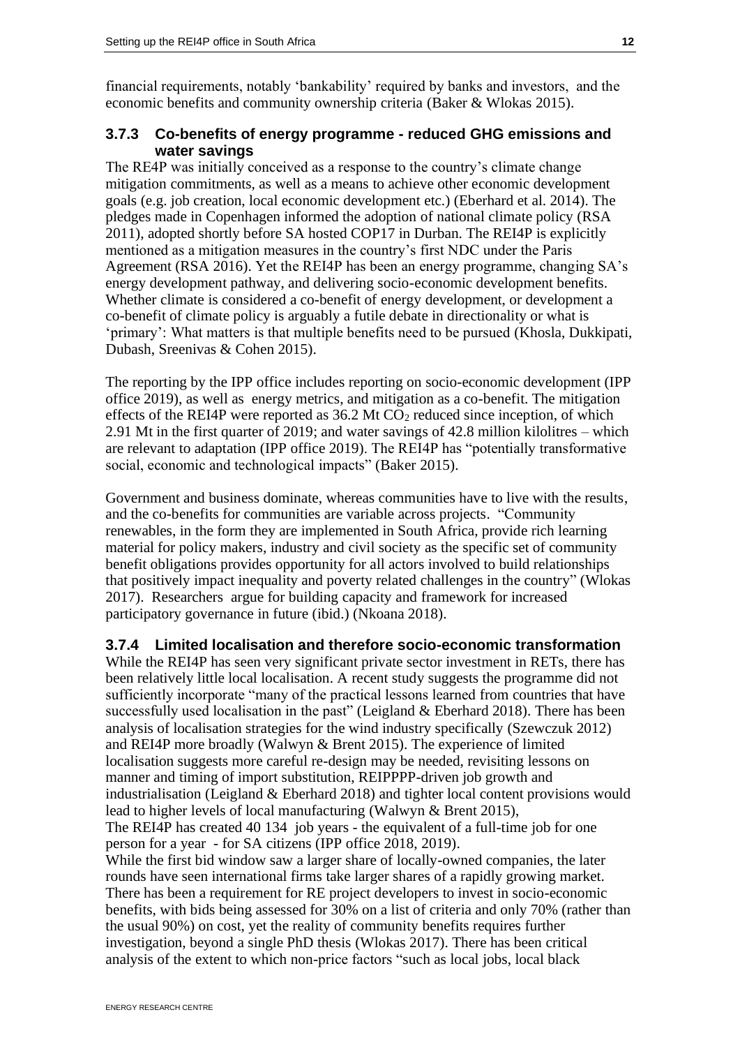financial requirements, notably 'bankability' required by banks and investors, and the economic benefits and community ownership criteria (Baker & Wlokas 2015).

### 3.7.3 Co-benefits of energy programme - reduced GHG emissions and water savings

The RE4P was initially conceived as a response to the country's climate change mitigation commitments, as well as a means to achieve other economic development goals (e.g. job creation, local economic development etc.) (Eberhard et al. 2014). The pledges made in Copenhagen informed the adoption of national climate policy (RSA 2011), adopted shortly before SA hosted COP17 in Durban. The REI4P is explicitly mentioned as a mitigation measures in the country's first NDC under the Paris Agreement (RSA 2016). Yet the REI4P has been an energy programme, changing SA's energy development pathway, and delivering socio-economic development benefits. Whether climate is considered a co-benefit of energy development, or development a co-benefit of climate policy is arguably a futile debate in directionality or what is 'primary': What matters is that multiple benefits need to be pursued (Khosla, Dukkipati, Dubash, Sreenivas & Cohen 2015).

The reporting by the IPP office includes reporting on socio-economic development (IPP office 2019), as well as energy metrics, and mitigation as a co-benefit. The mitigation effects of the REI4P were reported as 36.2 Mt $CO_2$ reduced since inception, of which 2.91 Mt in the first quarter of 2019; and water savings of 42.8 million kilolitres – which are relevant to adaptation (IPP office 2019). The REI4P has "potentially transformative social, economic and technological impacts" (Baker 2015).

Government and business dominate, whereas communities have to live with the results, and the co-benefits for communities are variable across projects. "Community renewables, in the form they are implemented in South Africa, provide rich learning material for policy makers, industry and civil society as the specific set of community benefit obligations provides opportunity for all actors involved to build relationships that positively impact inequality and poverty related challenges in the country" (Wlokas 2017). Researchers argue for building capacity and framework for increased participatory governance in future (ibid.) (Nkoana 2018).

### 3.7.4 Limited localisation and therefore socio-economic transformation

While the REI4P has seen very significant private sector investment in RETs, there has been relatively little local localisation. A recent study suggests the programme did not sufficiently incorporate "many of the practical lessons learned from countries that have successfully used localisation in the past" (Leigland & Eberhard 2018). There has been analysis of localisation strategies for the wind industry specifically (Szewczuk 2012) and REI4P more broadly (Walwyn & Brent 2015). The experience of limited localisation suggests more careful re-design may be needed, revisiting lessons on manner and timing of import substitution, REIPPPP-driven job growth and industrialisation (Leigland & Eberhard 2018) and tighter local content provisions would lead to higher levels of local manufacturing (Walwyn & Brent 2015),

The REI4P has created 40 134 job years - the equivalent of a full-time job for one person for a year - for SA citizens (IPP office 2018, 2019).

While the first bid window saw a larger share of locally-owned companies, the later rounds have seen international firms take larger shares of a rapidly growing market. There has been a requirement for RE project developers to invest in socio-economic benefits, with bids being assessed for 30% on a list of criteria and only 70% (rather than the usual 90%) on cost, yet the reality of community benefits requires further investigation, beyond a single PhD thesis (Wlokas 2017). There has been critical analysis of the extent to which non-price factors "such as local jobs, local black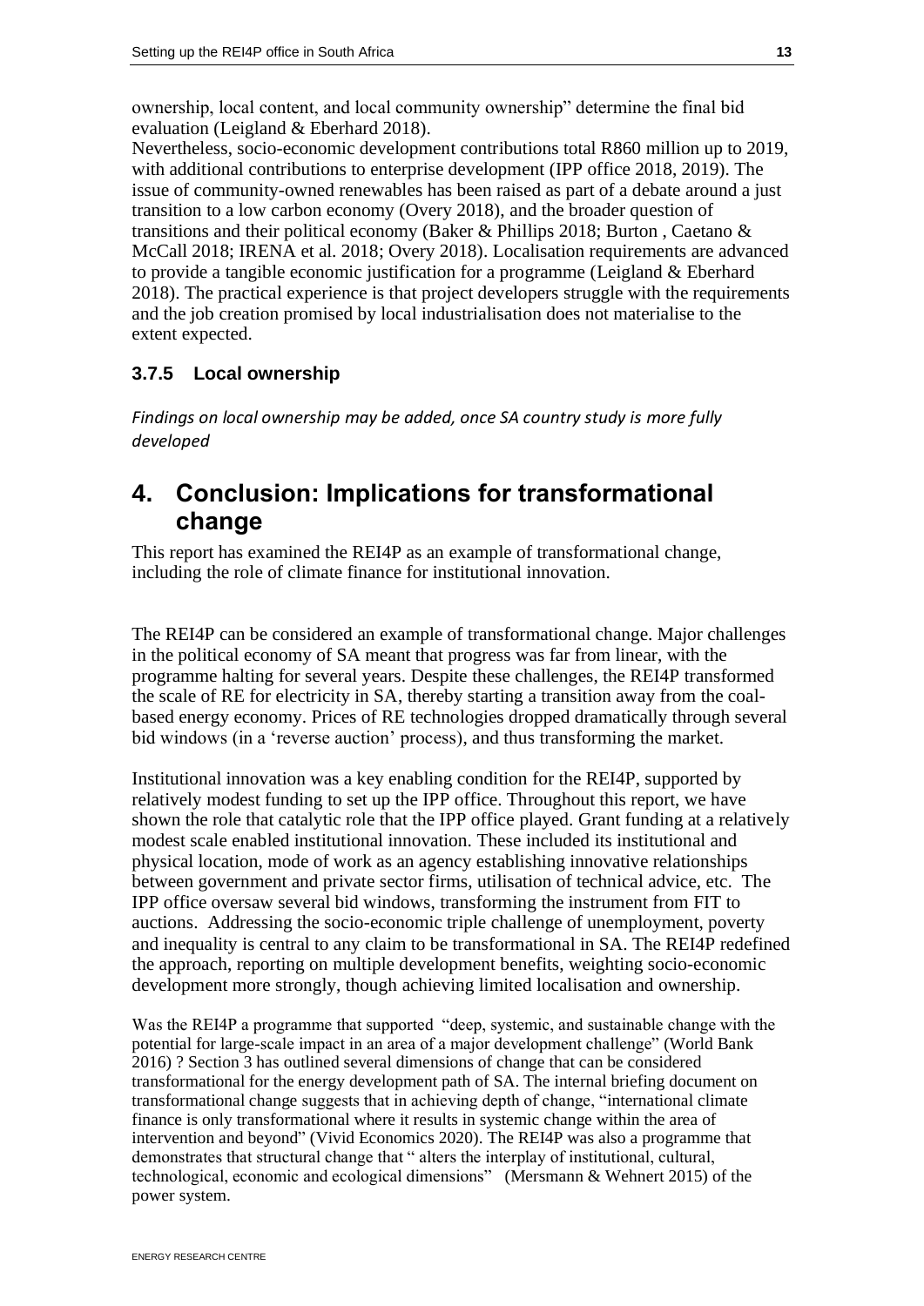ownership, local content, and local community ownership" determine the final bid evaluation (Leigland & Eberhard 2018).
Nevertheless, socio-economic development contributions total R860 million up to 2019, with additional contributions to enterprise development (IPP office 2018, 2019). The issue of community-owned renewables has been raised as part of a debate around a just transition to a low carbon economy (Overy 2018), and the broader question of transitions and their political economy (Baker & Phillips 2018; Burton , Caetano & McCall 2018; IRENA et al. 2018; Overy 2018). Localisation requirements are advanced to provide a tangible economic justification for a programme (Leigland & Eberhard 2018). The practical experience is that project developers struggle with the requirements and the job creation promised by local industrialisation does not materialise to the extent expected.

### 3.7.5 Local ownership

*Findings on local ownership may be added, once SA country study is more fully developed*

# 4. Conclusion: Implications for transformational change

This report has examined the REI4P as an example of transformational change, including the role of climate finance for institutional innovation.

The REI4P can be considered an example of transformational change. Major challenges in the political economy of SA meant that progress was far from linear, with the programme halting for several years. Despite these challenges, the REI4P transformed the scale of RE for electricity in SA, thereby starting a transition away from the coal-based energy economy. Prices of RE technologies dropped dramatically through several bid windows (in a 'reverse auction' process), and thus transforming the market.

Institutional innovation was a key enabling condition for the REI4P, supported by relatively modest funding to set up the IPP office. Throughout this report, we have shown the role that catalytic role that the IPP office played. Grant funding at a relatively modest scale enabled institutional innovation. These included its institutional and physical location, mode of work as an agency establishing innovative relationships between government and private sector firms, utilisation of technical advice, etc. The IPP office oversaw several bid windows, transforming the instrument from FIT to auctions. Addressing the socio-economic triple challenge of unemployment, poverty and inequality is central to any claim to be transformational in SA. The REI4P redefined the approach, reporting on multiple development benefits, weighting socio-economic development more strongly, though achieving limited localisation and ownership.

Was the REI4P a programme that supported "deep, systemic, and sustainable change with the potential for large-scale impact in an area of a major development challenge" (World Bank 2016) ? Section 3 has outlined several dimensions of change that can be considered transformational for the energy development path of SA. The internal briefing document on transformational change suggests that in achieving depth of change, "international climate finance is only transformational where it results in systemic change within the area of intervention and beyond" (Vivid Economics 2020). The REI4P was also a programme that demonstrates that structural change that " alters the interplay of institutional, cultural, technological, economic and ecological dimensions" (Mersmann & Wehnert 2015) of the power system.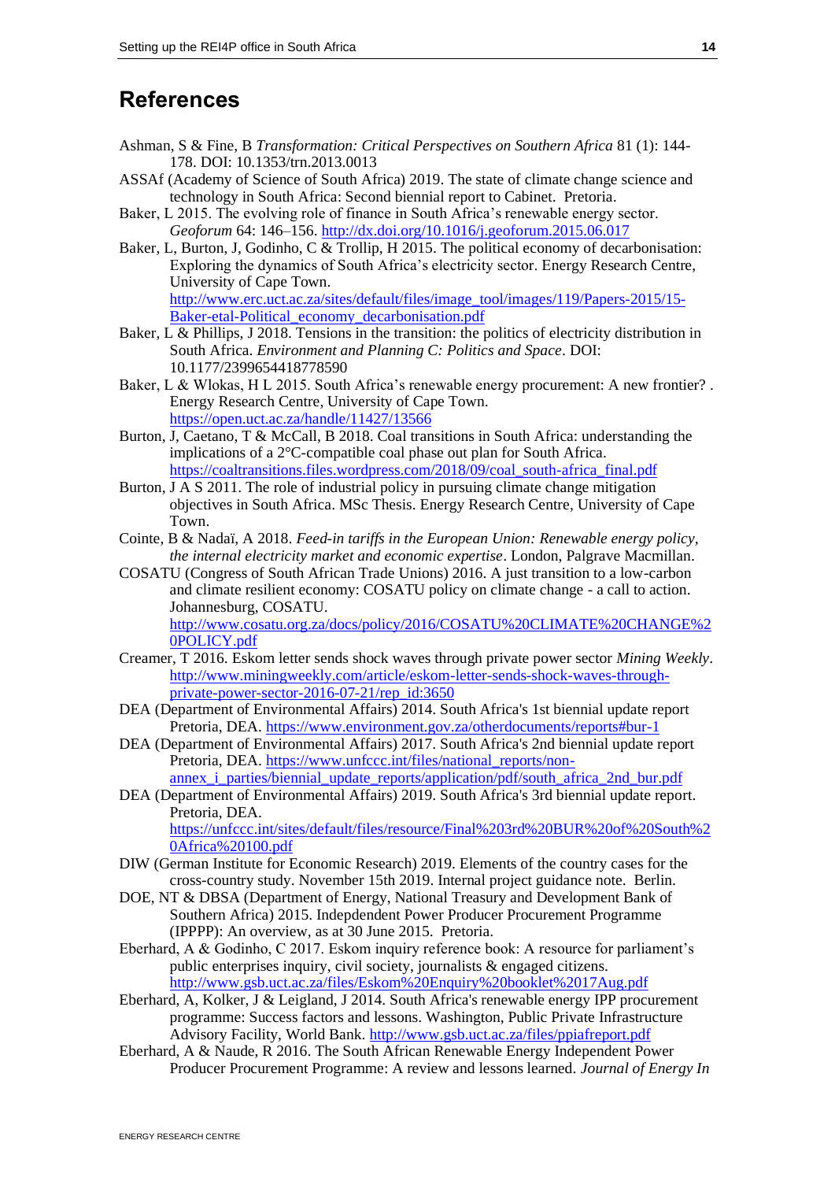# References

Ashman, S & Fine, B *Transformation: Critical Perspectives on Southern Africa* 81 (1): 144-178. DOI: 10.1353/trn.2013.0013

ASSAf (Academy of Science of South Africa) 2019. The state of climate change science and technology in South Africa: Second biennial report to Cabinet. Pretoria.

Baker, L 2015. The evolving role of finance in South Africa's renewable energy sector. *Geoforum* 64: 146–156. http://dx.doi.org/10.1016/j.geoforum.2015.06.017

Baker, L, Burton, J, Godinho, C & Trollip, H 2015. The political economy of decarbonisation: Exploring the dynamics of South Africa's electricity sector. Energy Research Centre, University of Cape Town. http://www.erc.uct.ac.za/sites/default/files/image_tool/images/119/Papers-2015/15-Baker-etal-Political_economy_decarbonisation.pdf

Baker, L & Phillips, J 2018. Tensions in the transition: the politics of electricity distribution in South Africa. *Environment and Planning C: Politics and Space*. DOI: 10.1177/2399654418778590

Baker, L & Wlokas, H L 2015. South Africa's renewable energy procurement: A new frontier? . Energy Research Centre, University of Cape Town. https://open.uct.ac.za/handle/11427/13566

Burton, J, Caetano, T & McCall, B 2018. Coal transitions in South Africa: understanding the implications of a 2°C-compatible coal phase out plan for South Africa. https://coaltransitions.files.wordpress.com/2018/09/coal_south-africa_final.pdf

Burton, J A S 2011. The role of industrial policy in pursuing climate change mitigation objectives in South Africa. MSc Thesis. Energy Research Centre, University of Cape Town.

Cointe, B & Nadaï, A 2018. *Feed-in tariffs in the European Union: Renewable energy policy, the internal electricity market and economic expertise*. London, Palgrave Macmillan.

COSATU (Congress of South African Trade Unions) 2016. A just transition to a low-carbon and climate resilient economy: COSATU policy on climate change - a call to action. Johannesburg, COSATU. http://www.cosatu.org.za/docs/policy/2016/COSATU%20CLIMATE%20CHANGE%20POLICY.pdf

Creamer, T 2016. Eskom letter sends shock waves through private power sector *Mining Weekly*. http://www.miningweekly.com/article/eskom-letter-sends-shock-waves-through-private-power-sector-2016-07-21/rep_id:3650

DEA (Department of Environmental Affairs) 2014. South Africa's 1st biennial update report Pretoria, DEA. https://www.environment.gov.za/otherdocuments/reports#bur-1

DEA (Department of Environmental Affairs) 2017. South Africa's 2nd biennial update report Pretoria, DEA. https://www.unfccc.int/files/national_reports/non-annex_i_parties/biennial_update_reports/application/pdf/south_africa_2nd_bur.pdf

DEA (Department of Environmental Affairs) 2019. South Africa's 3rd biennial update report. Pretoria, DEA. https://unfccc.int/sites/default/files/resource/Final%203rd%20BUR%20of%20South%20Africa%20100.pdf

DIW (German Institute for Economic Research) 2019. Elements of the country cases for the cross-country study. November 15th 2019. Internal project guidance note. Berlin.

DOE, NT & DBSA (Department of Energy, National Treasury and Development Bank of Southern Africa) 2015. Indepdendent Power Producer Procurement Programme (IPPPP): An overview, as at 30 June 2015. Pretoria.

Eberhard, A & Godinho, C 2017. Eskom inquiry reference book: A resource for parliament's public enterprises inquiry, civil society, journalists & engaged citizens. http://www.gsb.uct.ac.za/files/Eskom%20Enquiry%20booklet%2017Aug.pdf

Eberhard, A, Kolker, J & Leigland, J 2014. South Africa's renewable energy IPP procurement programme: Success factors and lessons. Washington, Public Private Infrastructure Advisory Facility, World Bank. http://www.gsb.uct.ac.za/files/ppiafreport.pdf

Eberhard, A & Naude, R 2016. The South African Renewable Energy Independent Power Producer Procurement Programme: A review and lessons learned. *Journal of Energy In*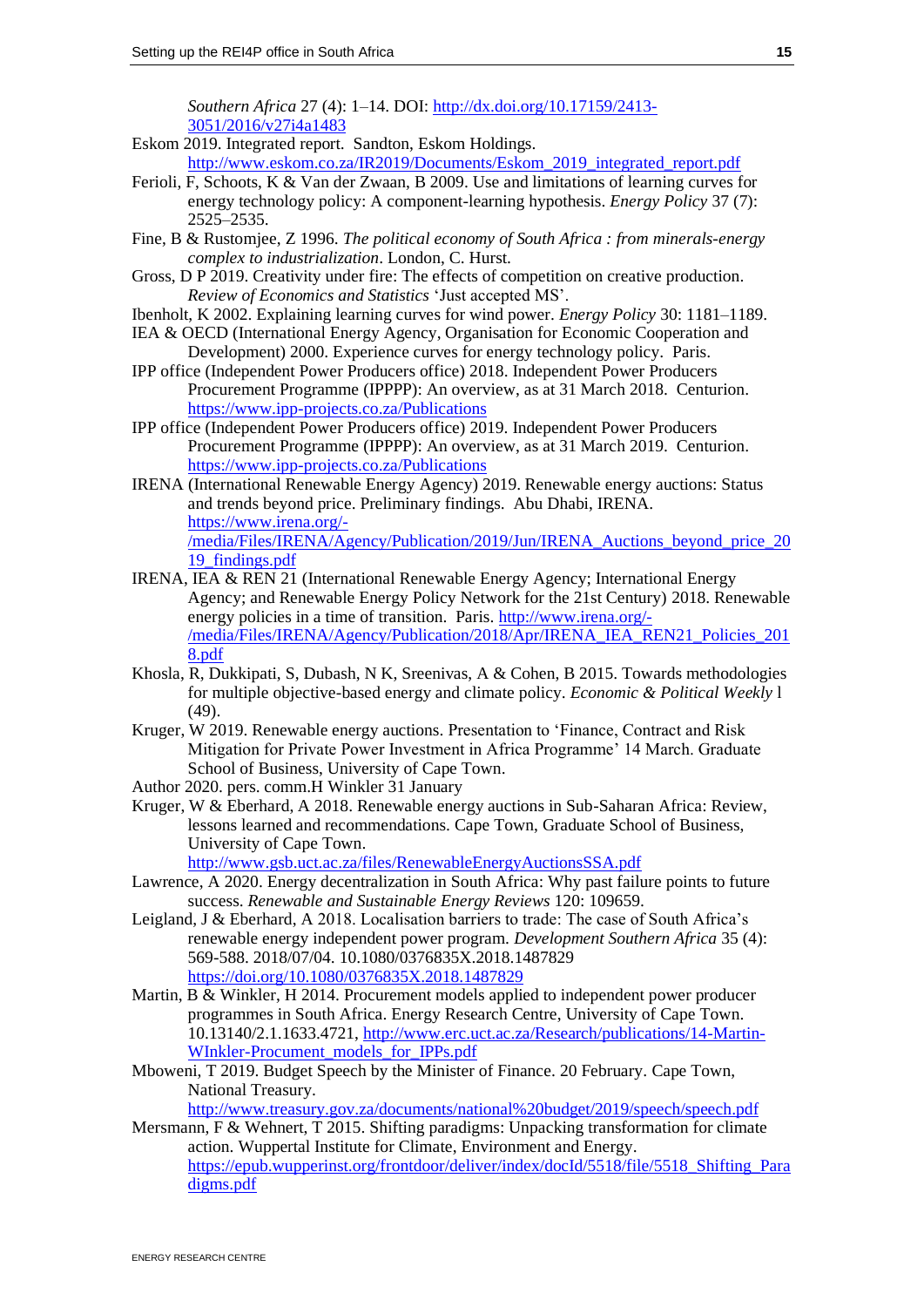*Southern Africa* 27 (4): 1–14. DOI: http://dx.doi.org/10.17159/2413-3051/2016/v27i4a1483

Eskom 2019. Integrated report. Sandton, Eskom Holdings. http://www.eskom.co.za/IR2019/Documents/Eskom_2019_integrated_report.pdf

Ferioli, F, Schoots, K & Van der Zwaan, B 2009. Use and limitations of learning curves for energy technology policy: A component-learning hypothesis. *Energy Policy* 37 (7): 2525–2535.

Fine, B & Rustomjee, Z 1996. *The political economy of South Africa : from minerals-energy complex to industrialization*. London, C. Hurst.

Gross, D P 2019. Creativity under fire: The effects of competition on creative production. *Review of Economics and Statistics* 'Just accepted MS'.

Ibenholt, K 2002. Explaining learning curves for wind power. *Energy Policy* 30: 1181–1189.

IEA & OECD (International Energy Agency, Organisation for Economic Cooperation and Development) 2000. Experience curves for energy technology policy. Paris.

IPP office (Independent Power Producers office) 2018. Independent Power Producers Procurement Programme (IPPPP): An overview, as at 31 March 2018. Centurion. https://www.ipp-projects.co.za/Publications

IPP office (Independent Power Producers office) 2019. Independent Power Producers Procurement Programme (IPPPP): An overview, as at 31 March 2019. Centurion. https://www.ipp-projects.co.za/Publications

IRENA (International Renewable Energy Agency) 2019. Renewable energy auctions: Status and trends beyond price. Preliminary findings. Abu Dhabi, IRENA. https://www.irena.org/-/media/Files/IRENA/Agency/Publication/2019/Jun/IRENA_Auctions_beyond_price_2019_findings.pdf

IRENA, IEA & REN 21 (International Renewable Energy Agency; International Energy Agency; and Renewable Energy Policy Network for the 21st Century) 2018. Renewable energy policies in a time of transition. Paris. http://www.irena.org/-/media/Files/IRENA/Agency/Publication/2018/Apr/IRENA_IEA_REN21_Policies_2018.pdf

Khosla, R, Dukkipati, S, Dubash, N K, Sreenivas, A & Cohen, B 2015. Towards methodologies for multiple objective-based energy and climate policy. *Economic & Political Weekly* l (49).

Kruger, W 2019. Renewable energy auctions. Presentation to 'Finance, Contract and Risk Mitigation for Private Power Investment in Africa Programme' 14 March. Graduate School of Business, University of Cape Town.

Author 2020. pers. comm.H Winkler 31 January

Kruger, W & Eberhard, A 2018. Renewable energy auctions in Sub-Saharan Africa: Review, lessons learned and recommendations. Cape Town, Graduate School of Business, University of Cape Town. http://www.gsb.uct.ac.za/files/RenewableEnergyAuctionsSSA.pdf

Lawrence, A 2020. Energy decentralization in South Africa: Why past failure points to future success. *Renewable and Sustainable Energy Reviews* 120: 109659.

Leigland, J & Eberhard, A 2018. Localisation barriers to trade: The case of South Africa's renewable energy independent power program. *Development Southern Africa* 35 (4): 569-588. 2018/07/04. 10.1080/0376835X.2018.1487829 https://doi.org/10.1080/0376835X.2018.1487829

Martin, B & Winkler, H 2014. Procurement models applied to independent power producer programmes in South Africa. Energy Research Centre, University of Cape Town. 10.13140/2.1.1633.4721, http://www.erc.uct.ac.za/Research/publications/14-Martin-WInkler-Procument_models_for_IPPs.pdf

Mboweni, T 2019. Budget Speech by the Minister of Finance. 20 February. Cape Town, National Treasury. http://www.treasury.gov.za/documents/national%20budget/2019/speech/speech.pdf

Mersmann, F & Wehnert, T 2015. Shifting paradigms: Unpacking transformation for climate action. Wuppertal Institute for Climate, Environment and Energy. https://epub.wupperinst.org/frontdoor/deliver/index/docId/5518/file/5518_Shifting_Paradigms.pdf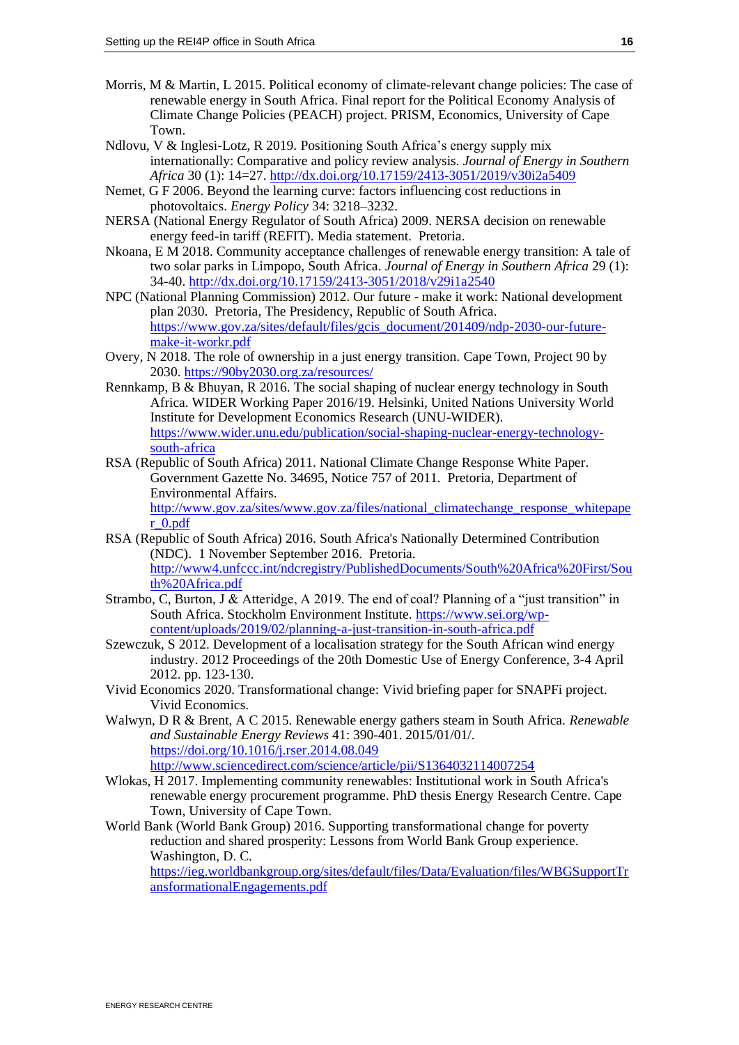Morris, M & Martin, L 2015. Political economy of climate-relevant change policies: The case of renewable energy in South Africa. Final report for the Political Economy Analysis of Climate Change Policies (PEACH) project. PRISM, Economics, University of Cape Town.

Ndlovu, V & Inglesi-Lotz, R 2019. Positioning South Africa's energy supply mix internationally: Comparative and policy review analysis. *Journal of Energy in Southern Africa* 30 (1): 14=27. http://dx.doi.org/10.17159/2413-3051/2019/v30i2a5409

Nemet, G F 2006. Beyond the learning curve: factors influencing cost reductions in photovoltaics. *Energy Policy* 34: 3218–3232.

NERSA (National Energy Regulator of South Africa) 2009. NERSA decision on renewable energy feed-in tariff (REFIT). Media statement. Pretoria.

Nkoana, E M 2018. Community acceptance challenges of renewable energy transition: A tale of two solar parks in Limpopo, South Africa. *Journal of Energy in Southern Africa* 29 (1): 34-40. http://dx.doi.org/10.17159/2413-3051/2018/v29i1a2540

NPC (National Planning Commission) 2012. Our future - make it work: National development plan 2030. Pretoria, The Presidency, Republic of South Africa. https://www.gov.za/sites/default/files/gcis_document/201409/ndp-2030-our-future-make-it-workr.pdf

Overy, N 2018. The role of ownership in a just energy transition. Cape Town, Project 90 by 2030. https://90by2030.org.za/resources/

Rennkamp, B & Bhuyan, R 2016. The social shaping of nuclear energy technology in South Africa. WIDER Working Paper 2016/19. Helsinki, United Nations University World Institute for Development Economics Research (UNU-WIDER). https://www.wider.unu.edu/publication/social-shaping-nuclear-energy-technology-south-africa

RSA (Republic of South Africa) 2011. National Climate Change Response White Paper. Government Gazette No. 34695, Notice 757 of 2011. Pretoria, Department of Environmental Affairs. http://www.gov.za/sites/www.gov.za/files/national_climatechange_response_whitepaper_0.pdf

RSA (Republic of South Africa) 2016. South Africa's Nationally Determined Contribution (NDC). 1 November September 2016. Pretoria. http://www4.unfccc.int/ndcregistry/PublishedDocuments/South%20Africa%20First/South%20Africa.pdf

Strambo, C, Burton, J & Atteridge, A 2019. The end of coal? Planning of a "just transition" in South Africa. Stockholm Environment Institute. https://www.sei.org/wp-content/uploads/2019/02/planning-a-just-transition-in-south-africa.pdf

Szewczuk, S 2012. Development of a localisation strategy for the South African wind energy industry. 2012 Proceedings of the 20th Domestic Use of Energy Conference, 3-4 April 2012. pp. 123-130.

Vivid Economics 2020. Transformational change: Vivid briefing paper for SNAPFi project. Vivid Economics.

Walwyn, D R & Brent, A C 2015. Renewable energy gathers steam in South Africa. *Renewable and Sustainable Energy Reviews* 41: 390-401. 2015/01/01/. https://doi.org/10.1016/j.rser.2014.08.049 http://www.sciencedirect.com/science/article/pii/S1364032114007254

Wlokas, H 2017. Implementing community renewables: Institutional work in South Africa's renewable energy procurement programme. PhD thesis Energy Research Centre. Cape Town, University of Cape Town.

World Bank (World Bank Group) 2016. Supporting transformational change for poverty reduction and shared prosperity: Lessons from World Bank Group experience. Washington, D. C. https://ieg.worldbankgroup.org/sites/default/files/Data/Evaluation/files/WBGSupportTransformationalEngagements.pdf